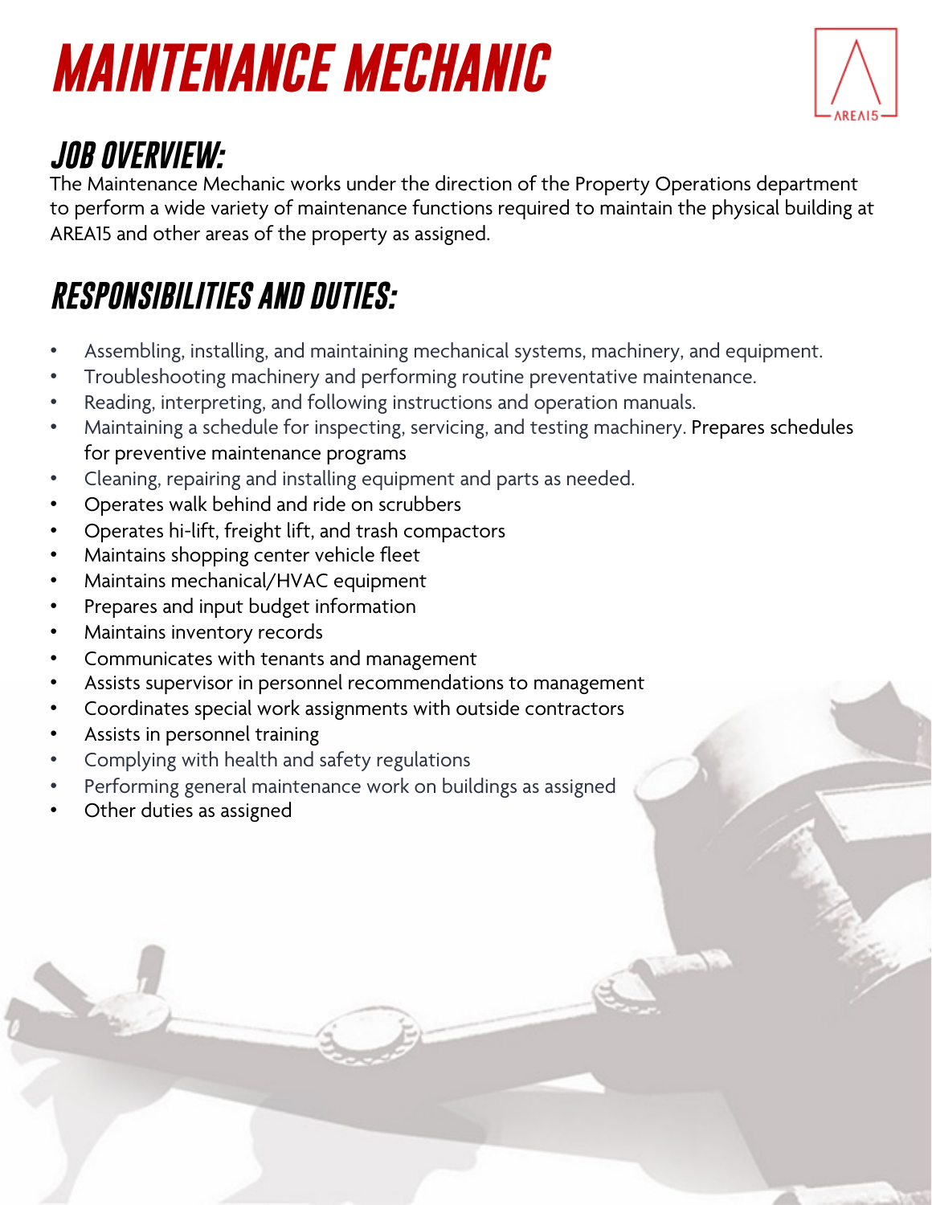# MAINTENANCE MECHANIC

## JOB OVERVIEW:

The Maintenance Mechanic works under the direction of the Property Operations department to perform a wide variety of maintenance functions required to maintain the physical building at AREA15 and other areas of the property as assigned.

## RESPONSIBILITIES AND DUTIES:

- Assembling, installing, and maintaining mechanical systems, machinery, and equipment.
- Troubleshooting machinery and performing routine preventative maintenance.
- Reading, interpreting, and following instructions and operation manuals.
- Maintaining a schedule for inspecting, servicing, and testing machinery. Prepares schedules for preventive maintenance programs
- Cleaning, repairing and installing equipment and parts as needed.
- Operates walk behind and ride on scrubbers
- Operates hi-lift, freight lift, and trash compactors
- Maintains shopping center vehicle fleet
- Maintains mechanical/HVAC equipment
- Prepares and input budget information
- Maintains inventory records
- Communicates with tenants and management
- Assists supervisor in personnel recommendations to management
- Coordinates special work assignments with outside contractors
- Assists in personnel training
- Complying with health and safety regulations
- Performing general maintenance work on buildings as assigned
- Other duties as assigned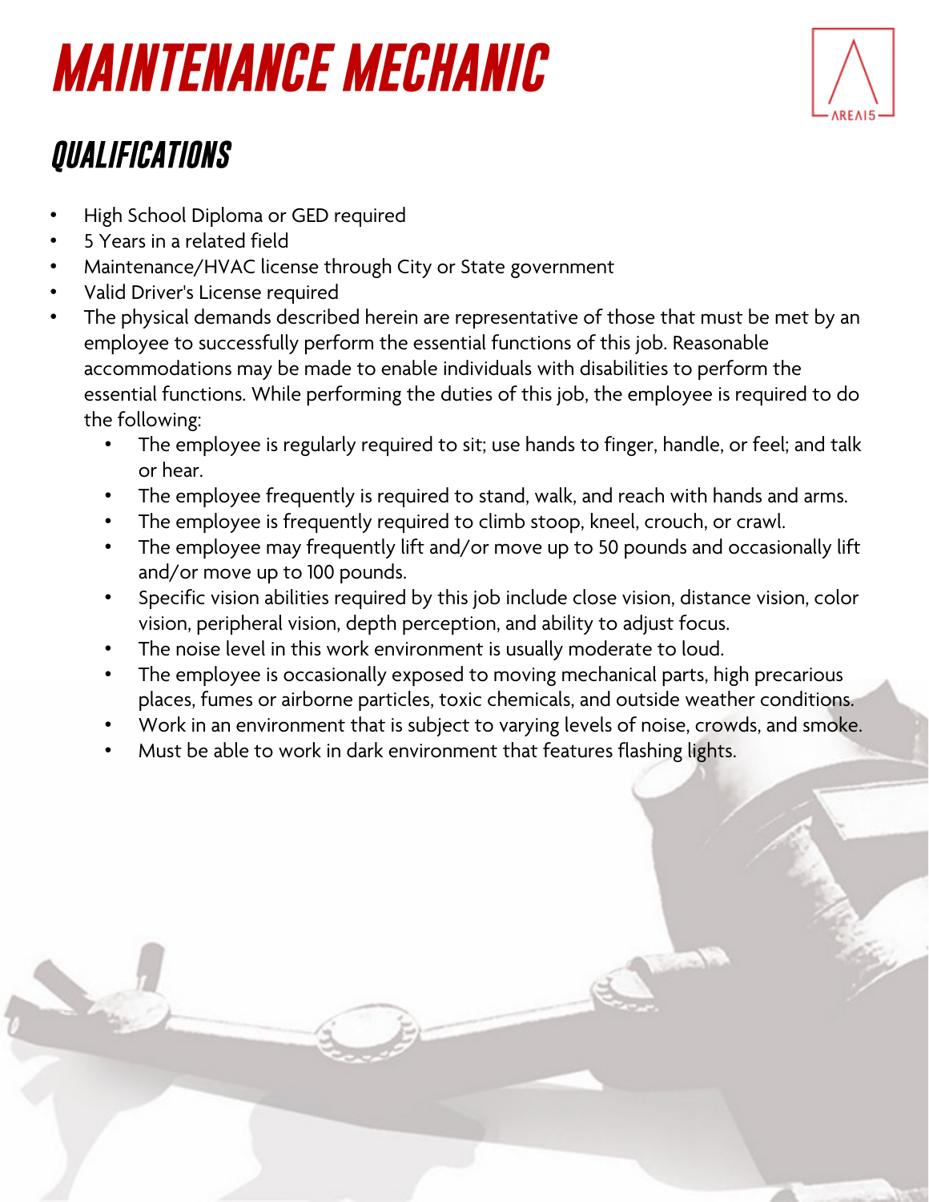# MAINTENANCE MECHANIC

## QUALIFICATIONS

- High School Diploma or GED required
- 5 Years in a related field
- Maintenance/HVAC license through City or State government
- Valid Driver's License required
- The physical demands described herein are representative of those that must be met by an employee to successfully perform the essential functions of this job. Reasonable accommodations may be made to enable individuals with disabilities to perform the essential functions. While performing the duties of this job, the employee is required to do the following:
  - The employee is regularly required to sit; use hands to finger, handle, or feel; and talk or hear.
  - The employee frequently is required to stand, walk, and reach with hands and arms.
  - The employee is frequently required to climb stoop, kneel, crouch, or crawl.
  - The employee may frequently lift and/or move up to 50 pounds and occasionally lift and/or move up to 100 pounds.
  - Specific vision abilities required by this job include close vision, distance vision, color vision, peripheral vision, depth perception, and ability to adjust focus.
  - The noise level in this work environment is usually moderate to loud.
  - The employee is occasionally exposed to moving mechanical parts, high precarious places, fumes or airborne particles, toxic chemicals, and outside weather conditions.
  - Work in an environment that is subject to varying levels of noise, crowds, and smoke.
  - Must be able to work in dark environment that features flashing lights.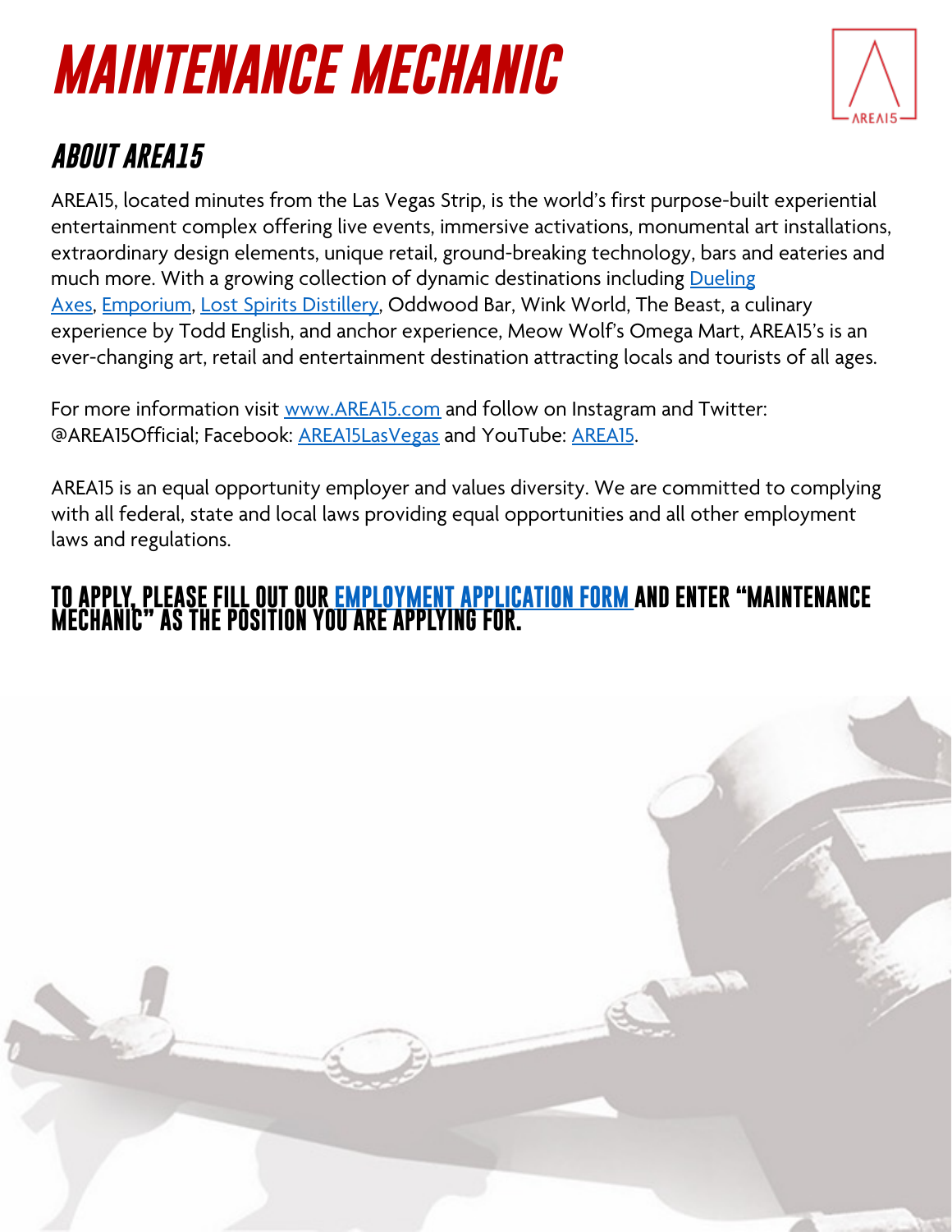# MAINTENANCE MECHANIC

## ABOUT AREA15

AREA15, located minutes from the Las Vegas Strip, is the world's first purpose-built experiential entertainment complex offering live events, immersive activations, monumental art installations, extraordinary design elements, unique retail, ground-breaking technology, bars and eateries and much more. With a growing collection of dynamic destinations including Dueling Axes, Emporium, Lost Spirits Distillery, Oddwood Bar, Wink World, The Beast, a culinary experience by Todd English, and anchor experience, Meow Wolf's Omega Mart, AREA15's is an ever-changing art, retail and entertainment destination attracting locals and tourists of all ages.

For more information visit www.AREA15.com and follow on Instagram and Twitter: @AREA15Official; Facebook: AREA15LasVegas and YouTube: AREA15.

AREA15 is an equal opportunity employer and values diversity. We are committed to complying with all federal, state and local laws providing equal opportunities and all other employment laws and regulations.

**TO APPLY, PLEASE FILL OUT OUR EMPLOYMENT APPLICATION FORM AND ENTER "MAINTENANCE MECHANIC" AS THE POSITION YOU ARE APPLYING FOR.**